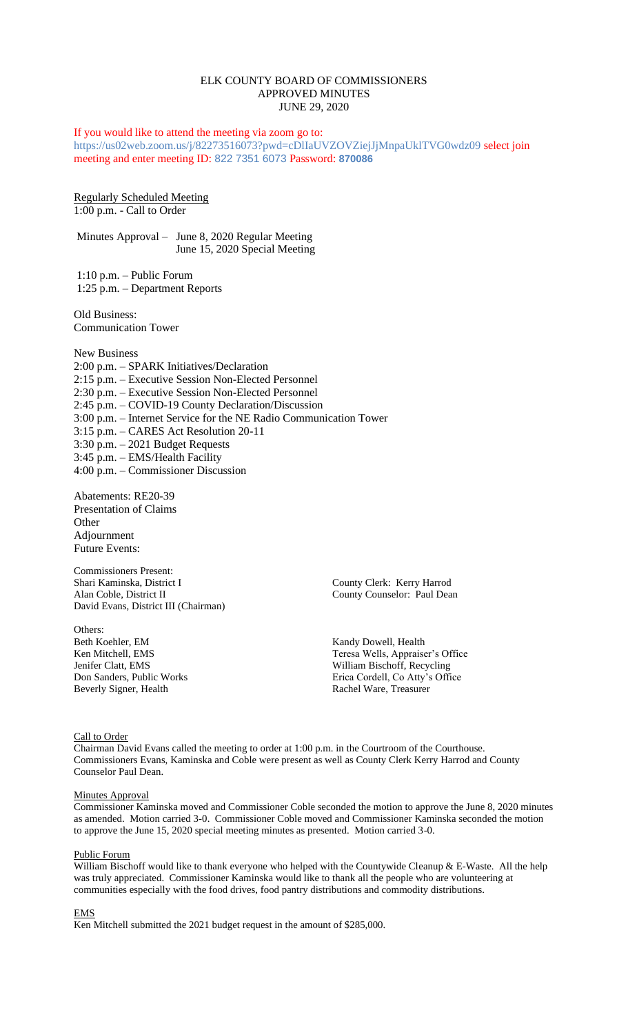# ELK COUNTY BOARD OF COMMISSIONERS
## APPROVED MINUTES
### JUNE 29, 2020

If you would like to attend the meeting via zoom go to:
https://us02web.zoom.us/j/82273516073?pwd=cDlIaUVZOVZiejJjMnpaUklTVG0wdz09 select join meeting and enter meeting ID: 822 7351 6073 Password: **870086**

Regularly Scheduled Meeting
1:00 p.m. - Call to Order

Minutes Approval – June 8, 2020 Regular Meeting
June 15, 2020 Special Meeting

1:10 p.m. – Public Forum
1:25 p.m. – Department Reports

Old Business:
Communication Tower

New Business
2:00 p.m. – SPARK Initiatives/Declaration
2:15 p.m. – Executive Session Non-Elected Personnel
2:30 p.m. – Executive Session Non-Elected Personnel
2:45 p.m. – COVID-19 County Declaration/Discussion
3:00 p.m. – Internet Service for the NE Radio Communication Tower
3:15 p.m. – CARES Act Resolution 20-11
3:30 p.m. – 2021 Budget Requests
3:45 p.m. – EMS/Health Facility
4:00 p.m. – Commissioner Discussion

Abatements: RE20-39
Presentation of Claims
Other
Adjournment
Future Events:

Commissioners Present:
Shari Kaminska, District I
Alan Coble, District II
David Evans, District III (Chairman)

County Clerk: Kerry Harrod
County Counselor: Paul Dean

Others:
Beth Koehler, EM
Ken Mitchell, EMS
Jenifer Clatt, EMS
Don Sanders, Public Works
Beverly Signer, Health
Kandy Dowell, Health
Teresa Wells, Appraiser's Office
William Bischoff, Recycling
Erica Cordell, Co Atty's Office
Rachel Ware, Treasurer

Call to Order
Chairman David Evans called the meeting to order at 1:00 p.m. in the Courtroom of the Courthouse. Commissioners Evans, Kaminska and Coble were present as well as County Clerk Kerry Harrod and County Counselor Paul Dean.

Minutes Approval
Commissioner Kaminska moved and Commissioner Coble seconded the motion to approve the June 8, 2020 minutes as amended. Motion carried 3-0. Commissioner Coble moved and Commissioner Kaminska seconded the motion to approve the June 15, 2020 special meeting minutes as presented. Motion carried 3-0.

Public Forum
William Bischoff would like to thank everyone who helped with the Countywide Cleanup & E-Waste. All the help was truly appreciated. Commissioner Kaminska would like to thank all the people who are volunteering at communities especially with the food drives, food pantry distributions and commodity distributions.

EMS
Ken Mitchell submitted the 2021 budget request in the amount of $285,000.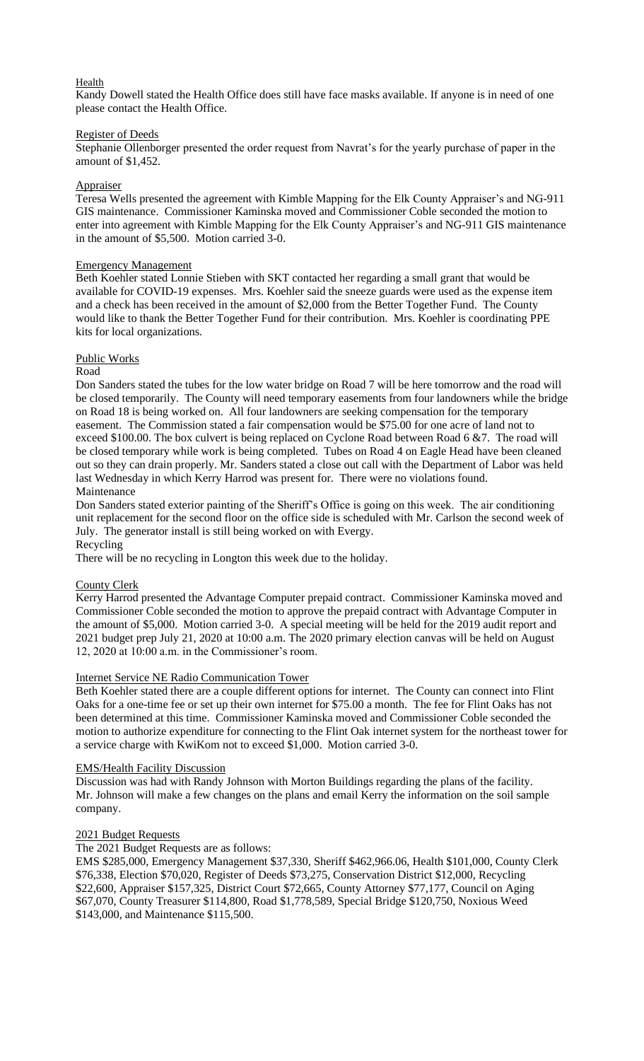## Health

Kandy Dowell stated the Health Office does still have face masks available. If anyone is in need of one please contact the Health Office.

## Register of Deeds

Stephanie Ollenborger presented the order request from Navrat's for the yearly purchase of paper in the amount of $1,452.

## Appraiser

Teresa Wells presented the agreement with Kimble Mapping for the Elk County Appraiser's and NG-911 GIS maintenance. Commissioner Kaminska moved and Commissioner Coble seconded the motion to enter into agreement with Kimble Mapping for the Elk County Appraiser's and NG-911 GIS maintenance in the amount of $5,500. Motion carried 3-0.

## Emergency Management

Beth Koehler stated Lonnie Stieben with SKT contacted her regarding a small grant that would be available for COVID-19 expenses. Mrs. Koehler said the sneeze guards were used as the expense item and a check has been received in the amount of $2,000 from the Better Together Fund. The County would like to thank the Better Together Fund for their contribution. Mrs. Koehler is coordinating PPE kits for local organizations.

## Public Works

### Road

Don Sanders stated the tubes for the low water bridge on Road 7 will be here tomorrow and the road will be closed temporarily. The County will need temporary easements from four landowners while the bridge on Road 18 is being worked on. All four landowners are seeking compensation for the temporary easement. The Commission stated a fair compensation would be $75.00 for one acre of land not to exceed $100.00. The box culvert is being replaced on Cyclone Road between Road 6 &7. The road will be closed temporary while work is being completed. Tubes on Road 4 on Eagle Head have been cleaned out so they can drain properly. Mr. Sanders stated a close out call with the Department of Labor was held last Wednesday in which Kerry Harrod was present for. There were no violations found.

### Maintenance

Don Sanders stated exterior painting of the Sheriff's Office is going on this week. The air conditioning unit replacement for the second floor on the office side is scheduled with Mr. Carlson the second week of July. The generator install is still being worked on with Evergy.

### Recycling

There will be no recycling in Longton this week due to the holiday.

## County Clerk

Kerry Harrod presented the Advantage Computer prepaid contract. Commissioner Kaminska moved and Commissioner Coble seconded the motion to approve the prepaid contract with Advantage Computer in the amount of $5,000. Motion carried 3-0. A special meeting will be held for the 2019 audit report and 2021 budget prep July 21, 2020 at 10:00 a.m. The 2020 primary election canvas will be held on August 12, 2020 at 10:00 a.m. in the Commissioner's room.

## Internet Service NE Radio Communication Tower

Beth Koehler stated there are a couple different options for internet. The County can connect into Flint Oaks for a one-time fee or set up their own internet for $75.00 a month. The fee for Flint Oaks has not been determined at this time. Commissioner Kaminska moved and Commissioner Coble seconded the motion to authorize expenditure for connecting to the Flint Oak internet system for the northeast tower for a service charge with KwiKom not to exceed $1,000. Motion carried 3-0.

## EMS/Health Facility Discussion

Discussion was had with Randy Johnson with Morton Buildings regarding the plans of the facility. Mr. Johnson will make a few changes on the plans and email Kerry the information on the soil sample company.

## 2021 Budget Requests

The 2021 Budget Requests are as follows:

EMS $285,000, Emergency Management $37,330, Sheriff $462,966.06, Health $101,000, County Clerk $76,338, Election $70,020, Register of Deeds $73,275, Conservation District $12,000, Recycling $22,600, Appraiser $157,325, District Court $72,665, County Attorney $77,177, Council on Aging $67,070, County Treasurer $114,800, Road $1,778,589, Special Bridge $120,750, Noxious Weed $143,000, and Maintenance $115,500.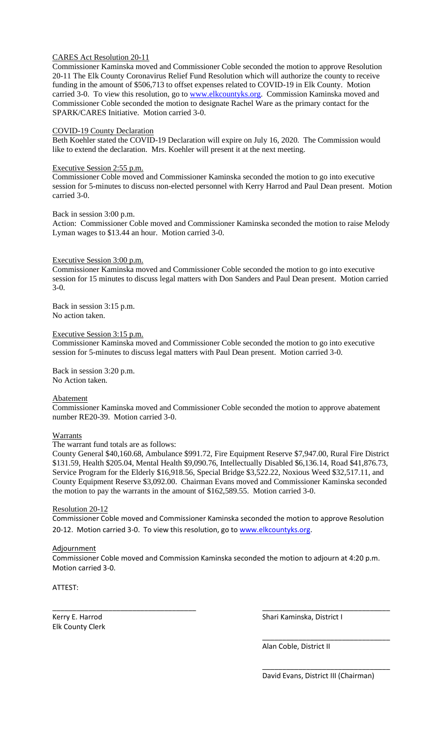CARES Act Resolution 20-11

Commissioner Kaminska moved and Commissioner Coble seconded the motion to approve Resolution 20-11 The Elk County Coronavirus Relief Fund Resolution which will authorize the county to receive funding in the amount of $506,713 to offset expenses related to COVID-19 in Elk County. Motion carried 3-0. To view this resolution, go to www.elkcountyks.org. Commission Kaminska moved and Commissioner Coble seconded the motion to designate Rachel Ware as the primary contact for the SPARK/CARES Initiative. Motion carried 3-0.

COVID-19 County Declaration

Beth Koehler stated the COVID-19 Declaration will expire on July 16, 2020. The Commission would like to extend the declaration. Mrs. Koehler will present it at the next meeting.

Executive Session 2:55 p.m.

Commissioner Coble moved and Commissioner Kaminska seconded the motion to go into executive session for 5-minutes to discuss non-elected personnel with Kerry Harrod and Paul Dean present. Motion carried 3-0.

Back in session 3:00 p.m.

Action: Commissioner Coble moved and Commissioner Kaminska seconded the motion to raise Melody Lyman wages to $13.44 an hour. Motion carried 3-0.

Executive Session 3:00 p.m.

Commissioner Kaminska moved and Commissioner Coble seconded the motion to go into executive session for 15 minutes to discuss legal matters with Don Sanders and Paul Dean present. Motion carried 3-0.

Back in session 3:15 p.m.
No action taken.

Executive Session 3:15 p.m.

Commissioner Kaminska moved and Commissioner Coble seconded the motion to go into executive session for 5-minutes to discuss legal matters with Paul Dean present. Motion carried 3-0.

Back in session 3:20 p.m.
No Action taken.

Abatement

Commissioner Kaminska moved and Commissioner Coble seconded the motion to approve abatement number RE20-39. Motion carried 3-0.

Warrants

The warrant fund totals are as follows:

County General $40,160.68, Ambulance $991.72, Fire Equipment Reserve $7,947.00, Rural Fire District $131.59, Health $205.04, Mental Health $9,090.76, Intellectually Disabled $6,136.14, Road $41,876.73, Service Program for the Elderly $16,918.56, Special Bridge $3,522.22, Noxious Weed $32,517.11, and County Equipment Reserve $3,092.00. Chairman Evans moved and Commissioner Kaminska seconded the motion to pay the warrants in the amount of $162,589.55. Motion carried 3-0.

Resolution 20-12

Commissioner Coble moved and Commissioner Kaminska seconded the motion to approve Resolution 20-12. Motion carried 3-0. To view this resolution, go to www.elkcountyks.org.

Adjournment

Commissioner Coble moved and Commission Kaminska seconded the motion to adjourn at 4:20 p.m. Motion carried 3-0.

ATTEST:

\_\_\_\_\_\_\_\_\_\_\_\_\_\_\_\_\_\_\_\_\_\_\_\_\_\_\_\_\_\_\_\_\_\_\_\_
Kerry E. Harrod
Elk County Clerk

\_\_\_\_\_\_\_\_\_\_\_\_\_\_\_\_\_\_\_\_\_\_\_\_\_\_\_\_\_\_\_\_\_\_
Shari Kaminska, District I

\_\_\_\_\_\_\_\_\_\_\_\_\_\_\_\_\_\_\_\_\_\_\_\_\_\_\_\_\_\_\_\_\_\_
Alan Coble, District II

\_\_\_\_\_\_\_\_\_\_\_\_\_\_\_\_\_\_\_\_\_\_\_\_\_\_\_\_\_\_\_\_\_\_
David Evans, District III (Chairman)